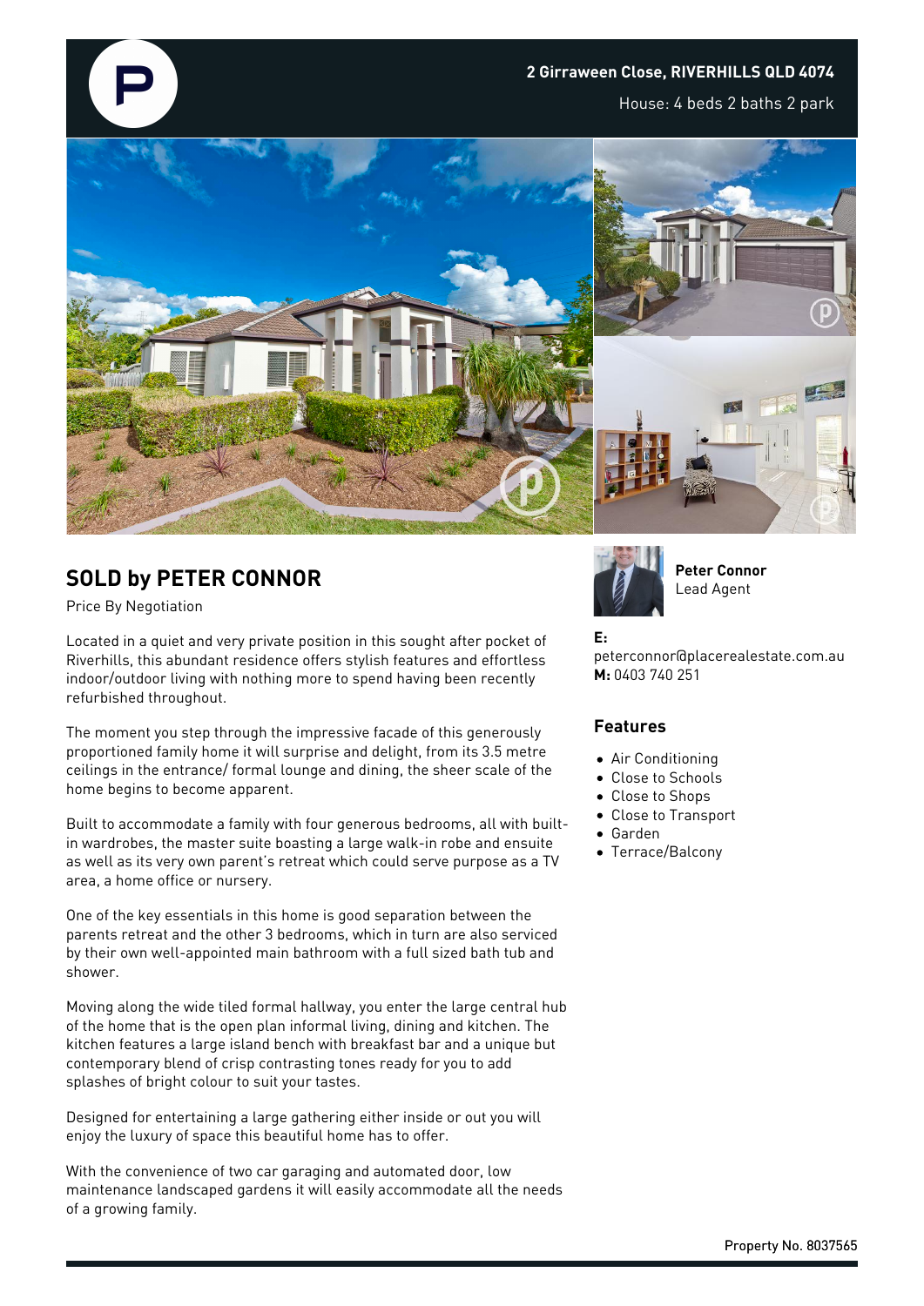2 Girraween Close, RIVERHILLS QLD 4074

House: 4 beds 2 baths 2 park

## SOLD by PETER CONNOR

Price By Negotiation

Located in a quiet and very private position in this sought after pocket of Riverhills, this abundant residence offers stylish features and effortless indoor/outdoor living with nothing more to spend having been recently refurbished throughout.

The moment you step through the impressive facade of this generously proportioned family home it will surprise and delight, from its 3.5 metre ceilings in the entrance/ formal lounge and dining, the sheer scale of the home begins to become apparent.

Built to accommodate a family with four generous bedrooms, all with built-in wardrobes, the master suite boasting a large walk-in robe and ensuite as well as its very own parent's retreat which could serve purpose as a TV area, a home office or nursery.

One of the key essentials in this home is good separation between the parents retreat and the other 3 bedrooms, which in turn are also serviced by their own well-appointed main bathroom with a full sized bath tub and shower.

Moving along the wide tiled formal hallway, you enter the large central hub of the home that is the open plan informal living, dining and kitchen. The kitchen features a large island bench with breakfast bar and a unique but contemporary blend of crisp contrasting tones ready for you to add splashes of bright colour to suit your tastes.

Designed for entertaining a large gathering either inside or out you will enjoy the luxury of space this beautiful home has to offer.

With the convenience of two car garaging and automated door, low maintenance landscaped gardens it will easily accommodate all the needs of a growing family.

**Peter Connor**
Lead Agent

**E:** peterconnor@placerealestate.com.au
**M:** 0403 740 251

### Features

- Air Conditioning
- Close to Schools
- Close to Shops
- Close to Transport
- Garden
- Terrace/Balcony

Property No. 8037565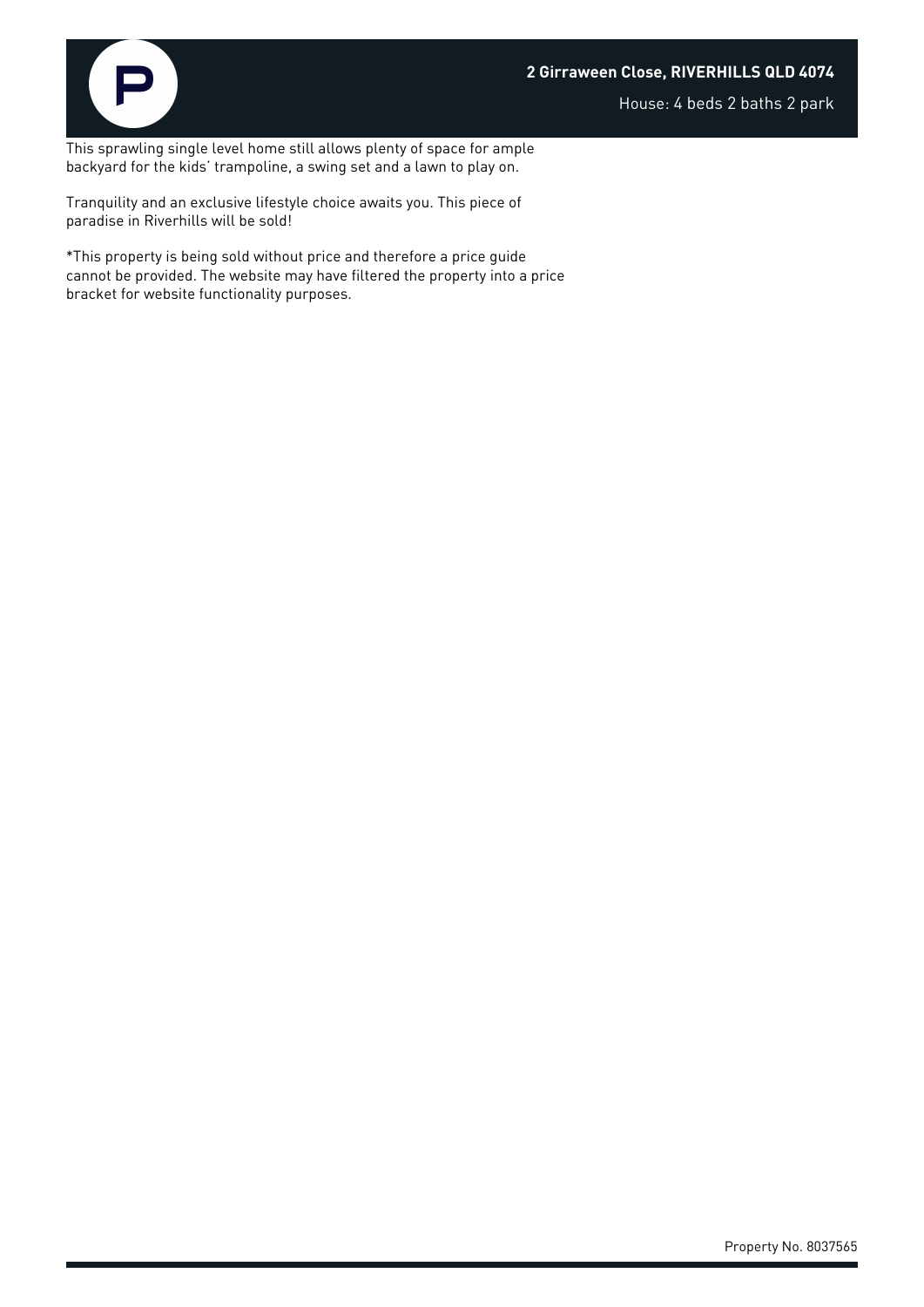This sprawling single level home still allows plenty of space for ample backyard for the kids' trampoline, a swing set and a lawn to play on.

Tranquility and an exclusive lifestyle choice awaits you. This piece of paradise in Riverhills will be sold!

*This property is being sold without price and therefore a price guide cannot be provided. The website may have filtered the property into a price bracket for website functionality purposes.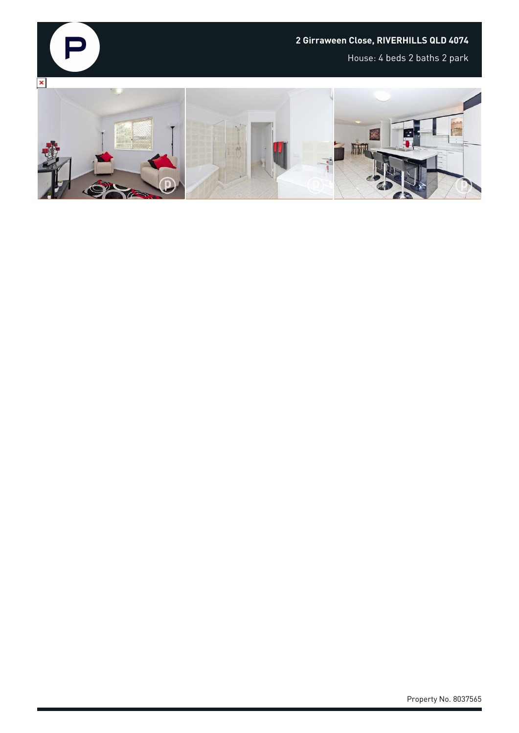**2 Girraween Close, RIVERHILLS QLD 4074**

House: 4 beds 2 baths 2 park

Property No. 8037565